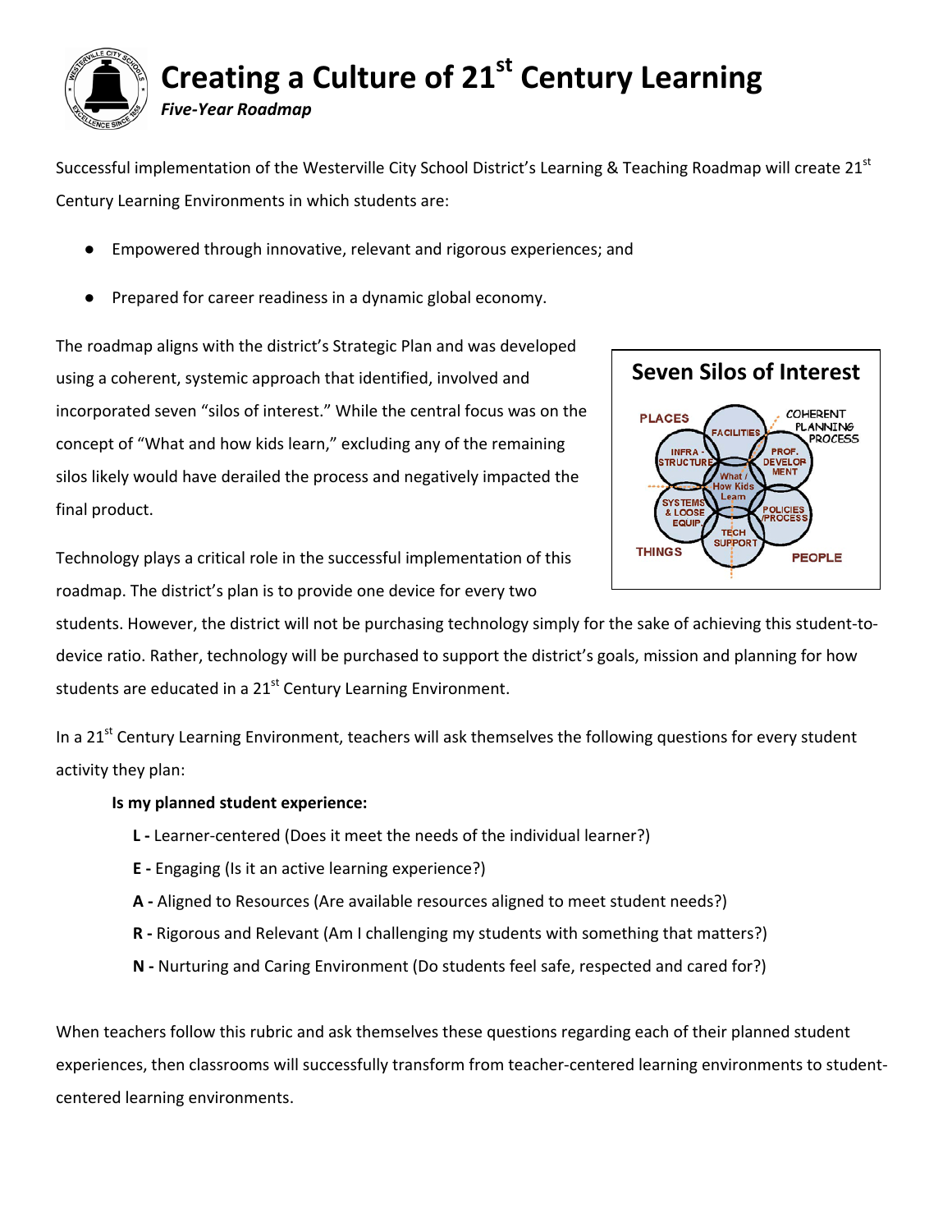# Creating a Culture of 21st Century Learning

***Five-Year Roadmap***

Successful implementation of the Westerville City School District's Learning & Teaching Roadmap will create 21st Century Learning Environments in which students are:

- Empowered through innovative, relevant and rigorous experiences; and
- Prepared for career readiness in a dynamic global economy.

The roadmap aligns with the district's Strategic Plan and was developed using a coherent, systemic approach that identified, involved and incorporated seven "silos of interest." While the central focus was on the concept of "What and how kids learn," excluding any of the remaining silos likely would have derailed the process and negatively impacted the final product.

**Seven Silos of Interest**

PLACES, COHERENT PLANNING PROCESS, FACILITIES, INFRA-STRUCTURE, PROF. DEVELOPMENT, What / How Kids Learn, SYSTEMS & LOOSE EQUIP., POLICIES /PROCESS, TECH SUPPORT, THINGS, PEOPLE

Technology plays a critical role in the successful implementation of this roadmap. The district's plan is to provide one device for every two students. However, the district will not be purchasing technology simply for the sake of achieving this student-to-device ratio. Rather, technology will be purchased to support the district's goals, mission and planning for how students are educated in a 21st Century Learning Environment.

In a 21st Century Learning Environment, teachers will ask themselves the following questions for every student activity they plan:

**Is my planned student experience:**

**L -** Learner-centered (Does it meet the needs of the individual learner?)

**E -** Engaging (Is it an active learning experience?)

**A -** Aligned to Resources (Are available resources aligned to meet student needs?)

**R -** Rigorous and Relevant (Am I challenging my students with something that matters?)

**N -** Nurturing and Caring Environment (Do students feel safe, respected and cared for?)

When teachers follow this rubric and ask themselves these questions regarding each of their planned student experiences, then classrooms will successfully transform from teacher-centered learning environments to student-centered learning environments.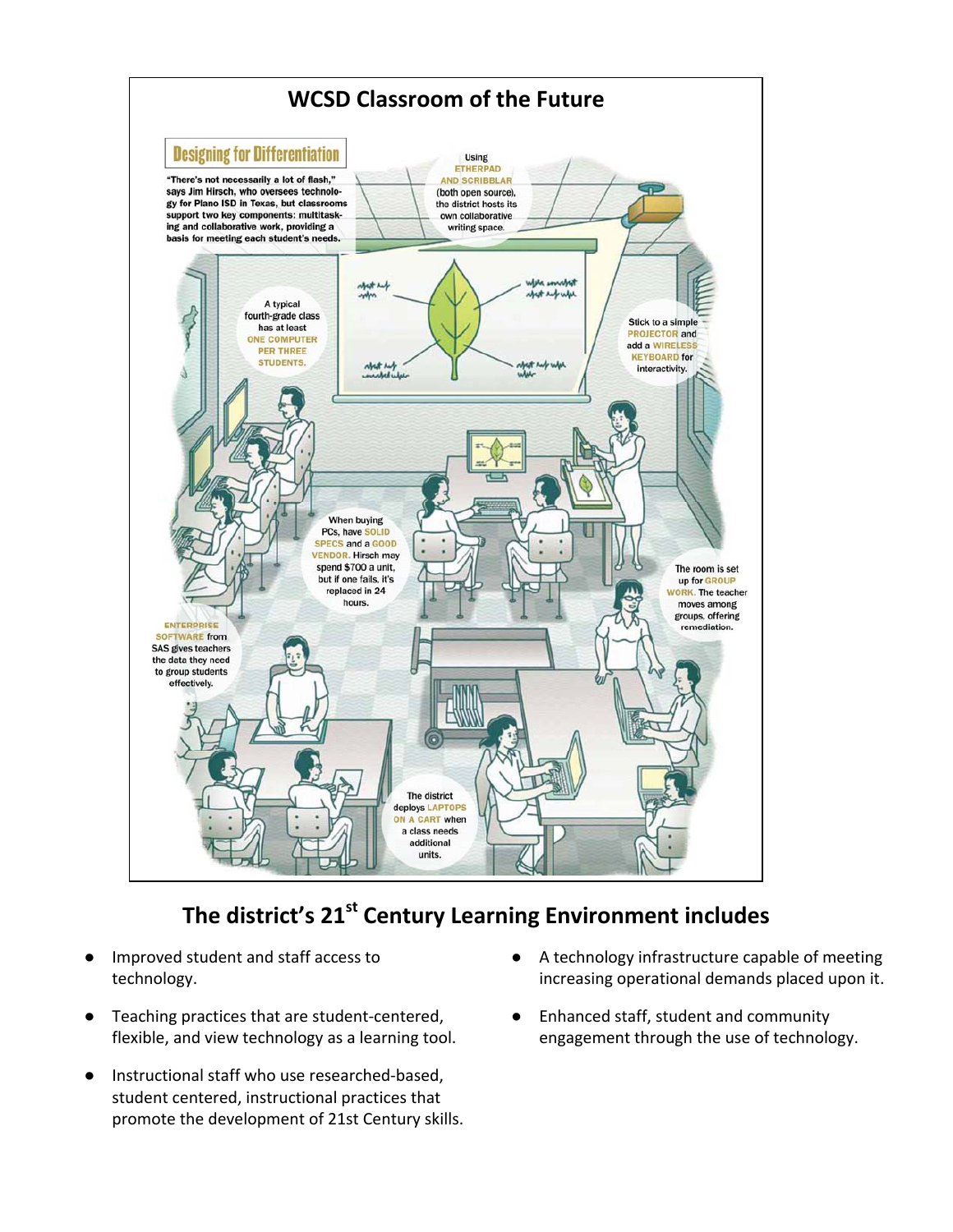## WCSD Classroom of the Future

**Designing for Differentiation**

"There's not necessarily a lot of flash," says Jim Hirsch, who oversees technology for Plano ISD in Texas, but classrooms support two key components: multitasking and collaborative work, providing a basis for meeting each student's needs.

Using ETHERPAD AND SCRIBBLAR (both open source), the district hosts its own collaborative writing space.

A typical fourth-grade class has at least ONE COMPUTER PER THREE STUDENTS.

Stick to a simple PROJECTOR and add a WIRELESS KEYBOARD for interactivity.

When buying PCs, have SOLID SPECS and a GOOD VENDOR. Hirsch may spend $700 a unit, but if one fails, it's replaced in 24 hours.

The room is set up for GROUP WORK. The teacher moves among groups, offering remediation.

ENTERPRISE SOFTWARE from SAS gives teachers the data they need to group students effectively.

The district deploys LAPTOPS ON A CART when a class needs additional units.

## The district's 21st Century Learning Environment includes

- Improved student and staff access to technology.
- Teaching practices that are student-centered, flexible, and view technology as a learning tool.
- Instructional staff who use researched-based, student centered, instructional practices that promote the development of 21st Century skills.
- A technology infrastructure capable of meeting increasing operational demands placed upon it.
- Enhanced staff, student and community engagement through the use of technology.